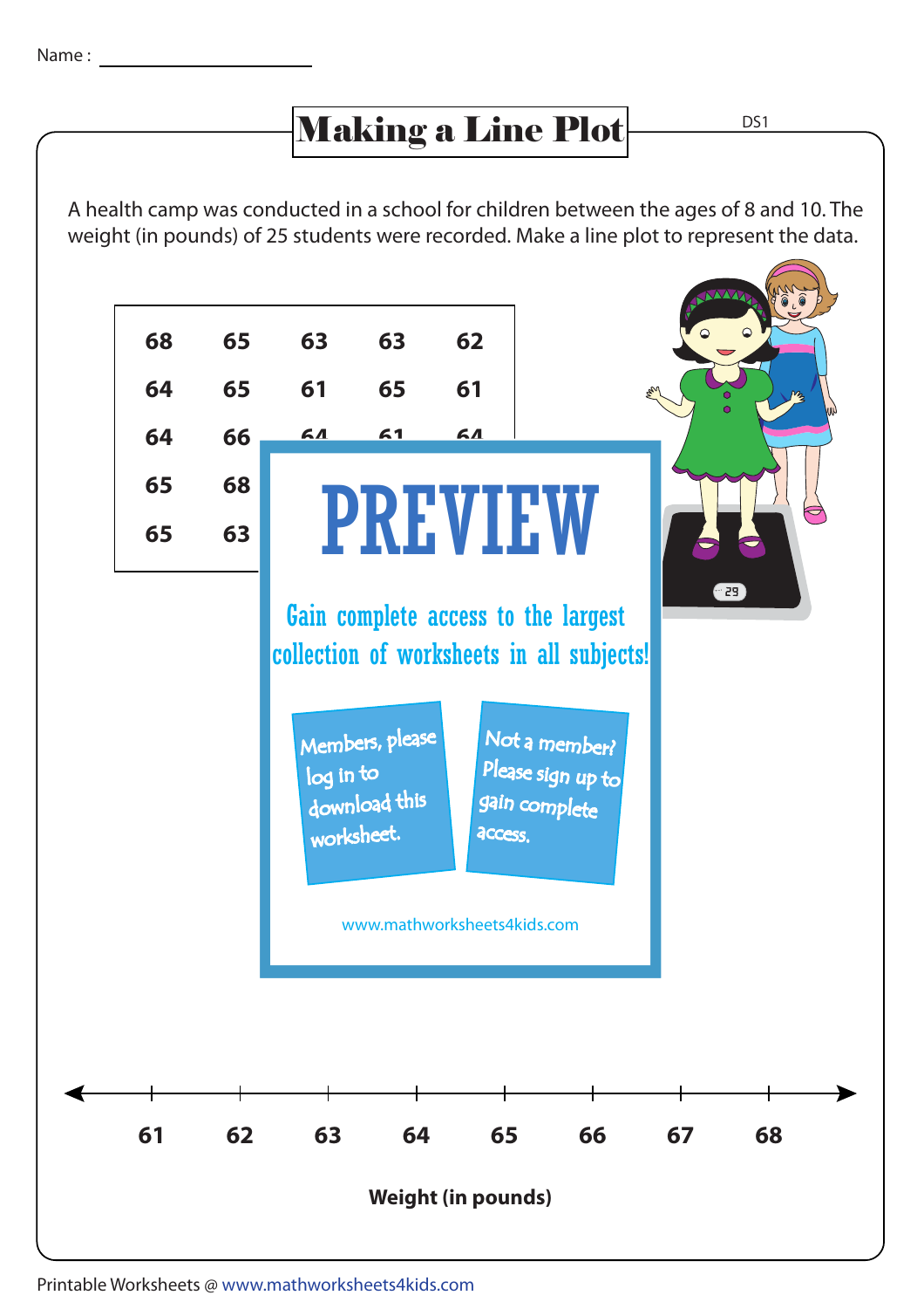Name : ____________________

# Making a Line Plot

DS1

A health camp was conducted in a school for children between the ages of 8 and 10. The weight (in pounds) of 25 students were recorded. Make a line plot to represent the data.

| | | | | |
|---|---|---|---|---|
| **68** | **65** | **63** | **63** | **62** |
| **64** | **65** | **61** | **65** | **61** |
| **64** | **66** | **64** | **61** | **64** |
| **65** | **68** | | | |
| **65** | **63** | | | |

PREVIEW

Gain complete access to the largest collection of worksheets in all subjects!

Members, please log in to download this worksheet.

Not a member? Please sign up to gain complete access.

www.mathworksheets4kids.com

**61** **62** **63** **64** **65** **66** **67** **68**

**Weight (in pounds)**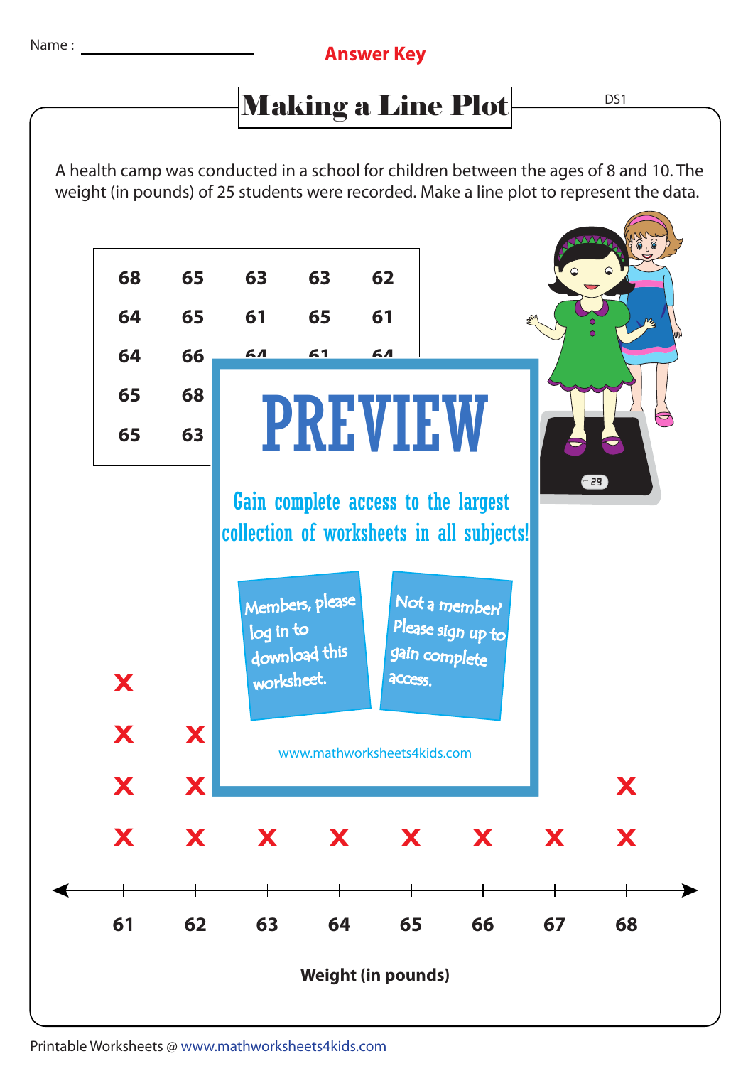Name : ______________________

**Answer Key**

# Making a Line Plot

DS1

A health camp was conducted in a school for children between the ages of 8 and 10. The weight (in pounds) of 25 students were recorded. Make a line plot to represent the data.

| | | | | |
|---|---|---|---|---|
| 68 | 65 | 63 | 63 | 62 |
| 64 | 65 | 61 | 65 | 61 |
| 64 | 66 | 64 | 61 | 64 |
| 65 | 68 | | | |
| 65 | 63 | | | |

**PREVIEW**

Gain complete access to the largest collection of worksheets in all subjects!

Members, please log in to download this worksheet.

Not a member? Please sign up to gain complete access.

www.mathworksheets4kids.com

61 62 63 64 65 66 67 68

**Weight (in pounds)**